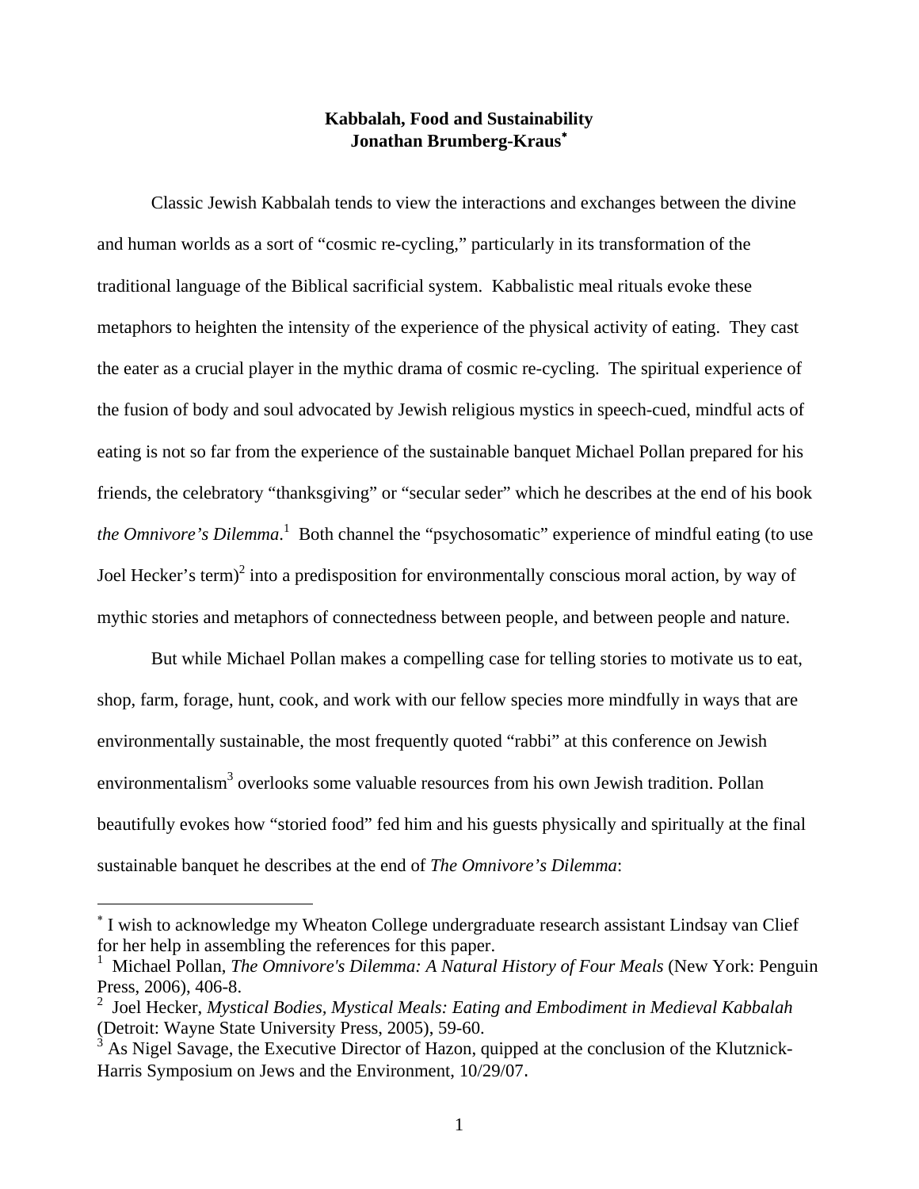# Kabbalah, Food and Sustainability

**Jonathan Brumberg-Kraus***

Classic Jewish Kabbalah tends to view the interactions and exchanges between the divine and human worlds as a sort of "cosmic re-cycling," particularly in its transformation of the traditional language of the Biblical sacrificial system. Kabbalistic meal rituals evoke these metaphors to heighten the intensity of the experience of the physical activity of eating. They cast the eater as a crucial player in the mythic drama of cosmic re-cycling. The spiritual experience of the fusion of body and soul advocated by Jewish religious mystics in speech-cued, mindful acts of eating is not so far from the experience of the sustainable banquet Michael Pollan prepared for his friends, the celebratory "thanksgiving" or "secular seder" which he describes at the end of his book *the Omnivore's Dilemma*.[1] Both channel the "psychosomatic" experience of mindful eating (to use Joel Hecker's term)[2] into a predisposition for environmentally conscious moral action, by way of mythic stories and metaphors of connectedness between people, and between people and nature.

But while Michael Pollan makes a compelling case for telling stories to motivate us to eat, shop, farm, forage, hunt, cook, and work with our fellow species more mindfully in ways that are environmentally sustainable, the most frequently quoted "rabbi" at this conference on Jewish environmentalism[3] overlooks some valuable resources from his own Jewish tradition. Pollan beautifully evokes how "storied food" fed him and his guests physically and spiritually at the final sustainable banquet he describes at the end of *The Omnivore's Dilemma*:

---

* I wish to acknowledge my Wheaton College undergraduate research assistant Lindsay van Clief for her help in assembling the references for this paper.

[1] Michael Pollan, *The Omnivore's Dilemma: A Natural History of Four Meals* (New York: Penguin Press, 2006), 406-8.

[2] Joel Hecker, *Mystical Bodies, Mystical Meals: Eating and Embodiment in Medieval Kabbalah* (Detroit: Wayne State University Press, 2005), 59-60.

[3] As Nigel Savage, the Executive Director of Hazon, quipped at the conclusion of the Klutznick-Harris Symposium on Jews and the Environment, 10/29/07.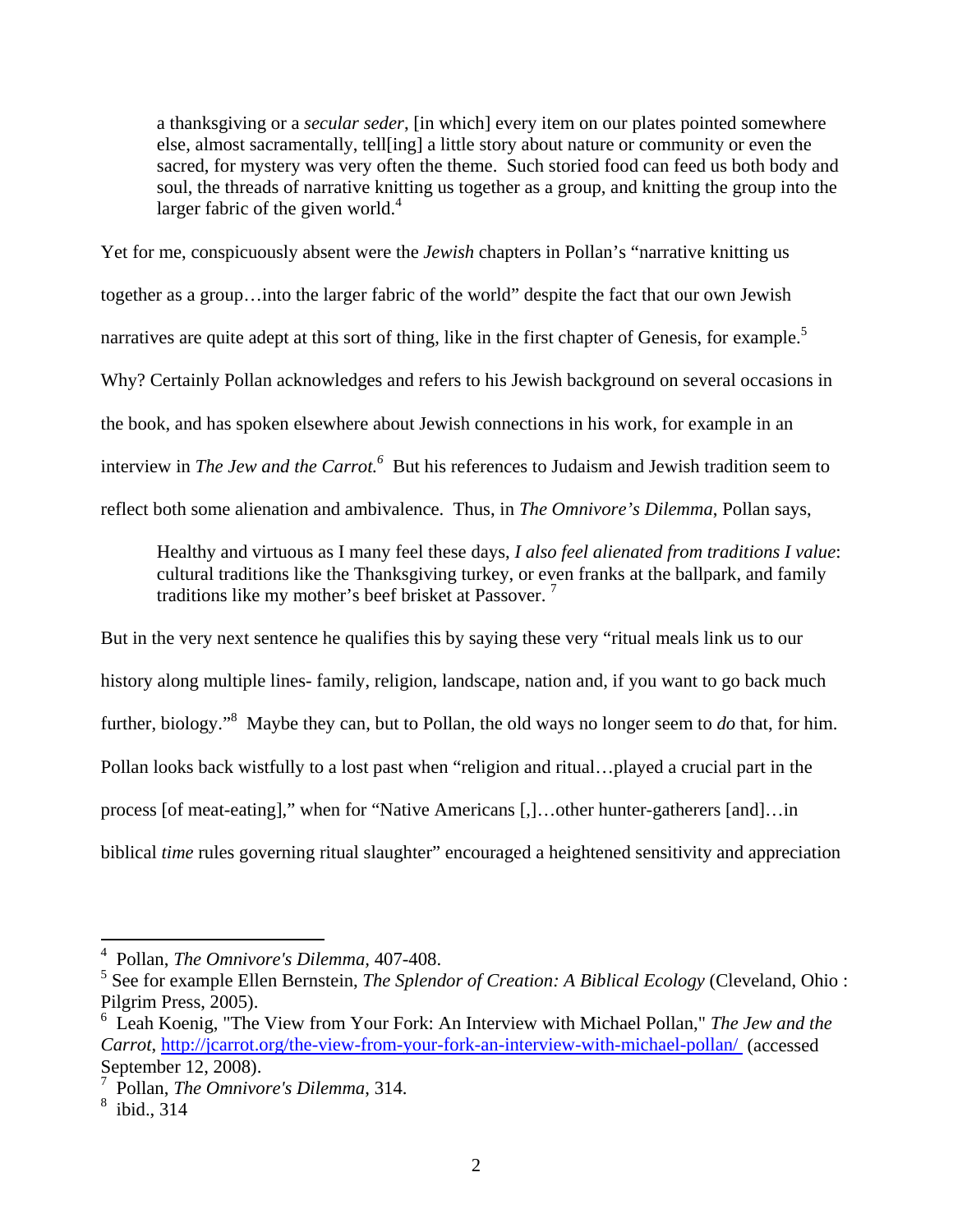> a thanksgiving or a *secular seder*, [in which] every item on our plates pointed somewhere else, almost sacramentally, tell[ing] a little story about nature or community or even the sacred, for mystery was very often the theme. Such storied food can feed us both body and soul, the threads of narrative knitting us together as a group, and knitting the group into the larger fabric of the given world.[4]

Yet for me, conspicuously absent were the *Jewish* chapters in Pollan's "narrative knitting us together as a group…into the larger fabric of the world" despite the fact that our own Jewish narratives are quite adept at this sort of thing, like in the first chapter of Genesis, for example.[5] Why? Certainly Pollan acknowledges and refers to his Jewish background on several occasions in the book, and has spoken elsewhere about Jewish connections in his work, for example in an interview in *The Jew and the Carrot.*[6] But his references to Judaism and Jewish tradition seem to reflect both some alienation and ambivalence. Thus, in *The Omnivore's Dilemma*, Pollan says,

> Healthy and virtuous as I many feel these days, *I also feel alienated from traditions I value*: cultural traditions like the Thanksgiving turkey, or even franks at the ballpark, and family traditions like my mother's beef brisket at Passover.[7]

But in the very next sentence he qualifies this by saying these very "ritual meals link us to our history along multiple lines- family, religion, landscape, nation and, if you want to go back much further, biology."[8] Maybe they can, but to Pollan, the old ways no longer seem to *do* that, for him. Pollan looks back wistfully to a lost past when "religion and ritual…played a crucial part in the process [of meat-eating]," when for "Native Americans [,]…other hunter-gatherers [and]…in biblical *time* rules governing ritual slaughter" encouraged a heightened sensitivity and appreciation

---

[4] Pollan, *The Omnivore's Dilemma*, 407-408.

[5] See for example Ellen Bernstein, *The Splendor of Creation: A Biblical Ecology* (Cleveland, Ohio : Pilgrim Press, 2005).

[6] Leah Koenig, "The View from Your Fork: An Interview with Michael Pollan," *The Jew and the Carrot*, http://jcarrot.org/the-view-from-your-fork-an-interview-with-michael-pollan/ (accessed September 12, 2008).

[7] Pollan, *The Omnivore's Dilemma*, 314.

[8] ibid., 314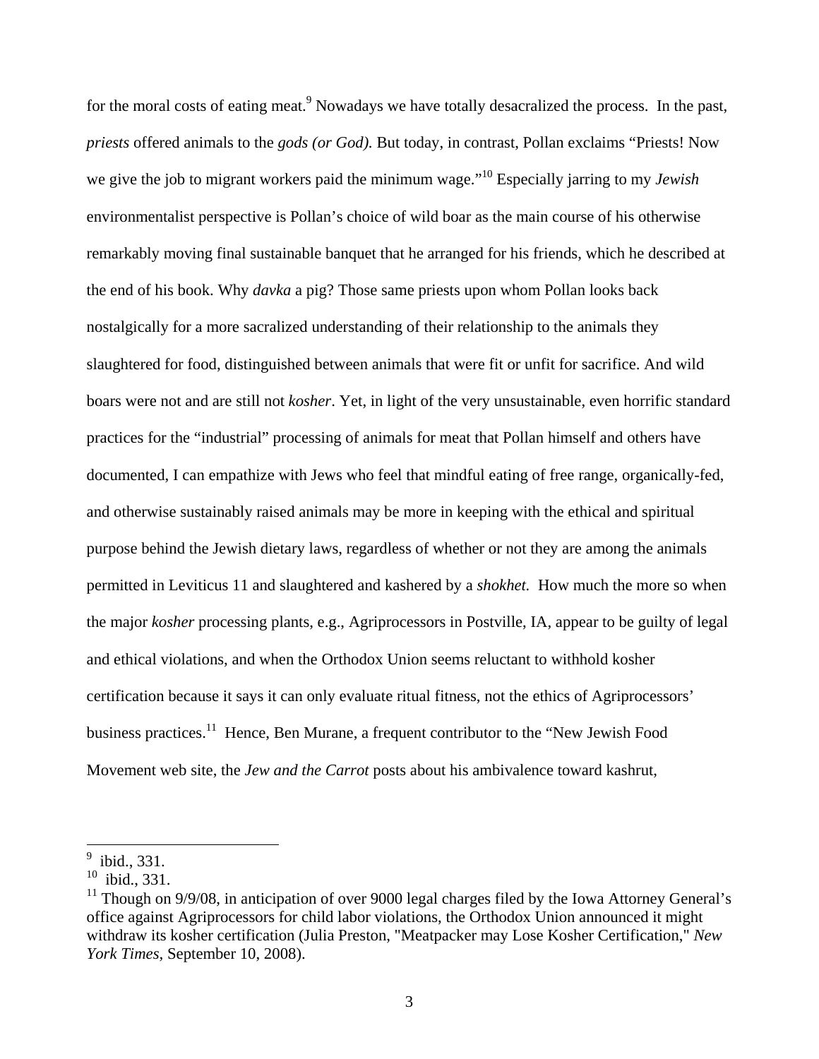for the moral costs of eating meat.[9] Nowadays we have totally desacralized the process. In the past, *priests* offered animals to the *gods (or God).* But today, in contrast, Pollan exclaims "Priests! Now we give the job to migrant workers paid the minimum wage."[10] Especially jarring to my *Jewish* environmentalist perspective is Pollan's choice of wild boar as the main course of his otherwise remarkably moving final sustainable banquet that he arranged for his friends, which he described at the end of his book. Why *davka* a pig? Those same priests upon whom Pollan looks back nostalgically for a more sacralized understanding of their relationship to the animals they slaughtered for food, distinguished between animals that were fit or unfit for sacrifice. And wild boars were not and are still not *kosher*. Yet, in light of the very unsustainable, even horrific standard practices for the "industrial" processing of animals for meat that Pollan himself and others have documented, I can empathize with Jews who feel that mindful eating of free range, organically-fed, and otherwise sustainably raised animals may be more in keeping with the ethical and spiritual purpose behind the Jewish dietary laws, regardless of whether or not they are among the animals permitted in Leviticus 11 and slaughtered and kashered by a *shokhet.* How much the more so when the major *kosher* processing plants, e.g., Agriprocessors in Postville, IA, appear to be guilty of legal and ethical violations, and when the Orthodox Union seems reluctant to withhold kosher certification because it says it can only evaluate ritual fitness, not the ethics of Agriprocessors' business practices.[11] Hence, Ben Murane, a frequent contributor to the "New Jewish Food Movement web site, the *Jew and the Carrot* posts about his ambivalence toward kashrut,

---

[9] ibid., 331.

[10] ibid., 331.

[11] Though on 9/9/08, in anticipation of over 9000 legal charges filed by the Iowa Attorney General's office against Agriprocessors for child labor violations, the Orthodox Union announced it might withdraw its kosher certification (Julia Preston, "Meatpacker may Lose Kosher Certification," *New York Times*, September 10, 2008).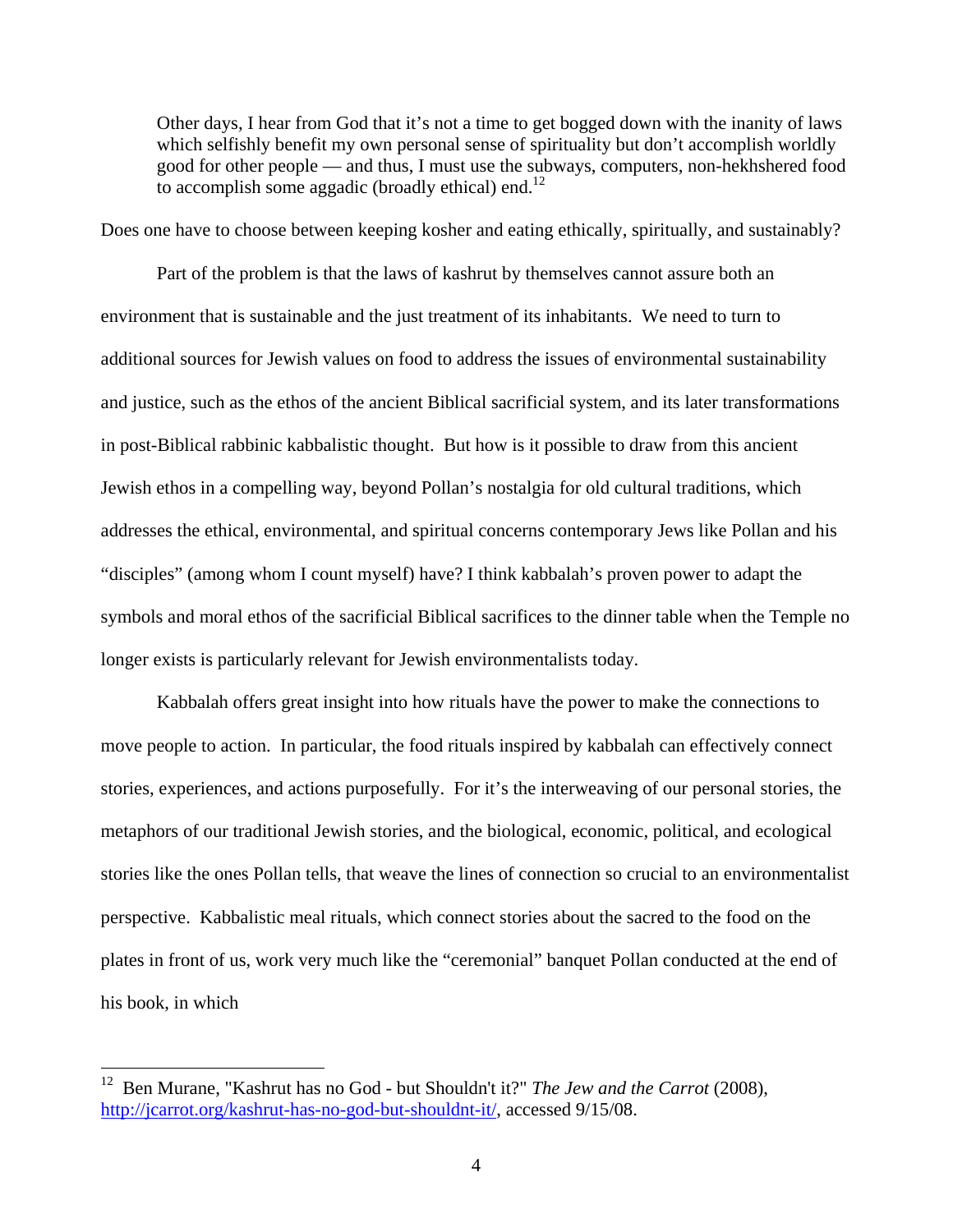> Other days, I hear from God that it's not a time to get bogged down with the inanity of laws which selfishly benefit my own personal sense of spirituality but don't accomplish worldly good for other people — and thus, I must use the subways, computers, non-hekhshered food to accomplish some aggadic (broadly ethical) end.[12]

Does one have to choose between keeping kosher and eating ethically, spiritually, and sustainably?

Part of the problem is that the laws of kashrut by themselves cannot assure both an environment that is sustainable and the just treatment of its inhabitants. We need to turn to additional sources for Jewish values on food to address the issues of environmental sustainability and justice, such as the ethos of the ancient Biblical sacrificial system, and its later transformations in post-Biblical rabbinic kabbalistic thought. But how is it possible to draw from this ancient Jewish ethos in a compelling way, beyond Pollan's nostalgia for old cultural traditions, which addresses the ethical, environmental, and spiritual concerns contemporary Jews like Pollan and his "disciples" (among whom I count myself) have? I think kabbalah's proven power to adapt the symbols and moral ethos of the sacrificial Biblical sacrifices to the dinner table when the Temple no longer exists is particularly relevant for Jewish environmentalists today.

Kabbalah offers great insight into how rituals have the power to make the connections to move people to action. In particular, the food rituals inspired by kabbalah can effectively connect stories, experiences, and actions purposefully. For it's the interweaving of our personal stories, the metaphors of our traditional Jewish stories, and the biological, economic, political, and ecological stories like the ones Pollan tells, that weave the lines of connection so crucial to an environmentalist perspective. Kabbalistic meal rituals, which connect stories about the sacred to the food on the plates in front of us, work very much like the "ceremonial" banquet Pollan conducted at the end of his book, in which

---

[12] Ben Murane, "Kashrut has no God - but Shouldn't it?" *The Jew and the Carrot* (2008), http://jcarrot.org/kashrut-has-no-god-but-shouldnt-it/, accessed 9/15/08.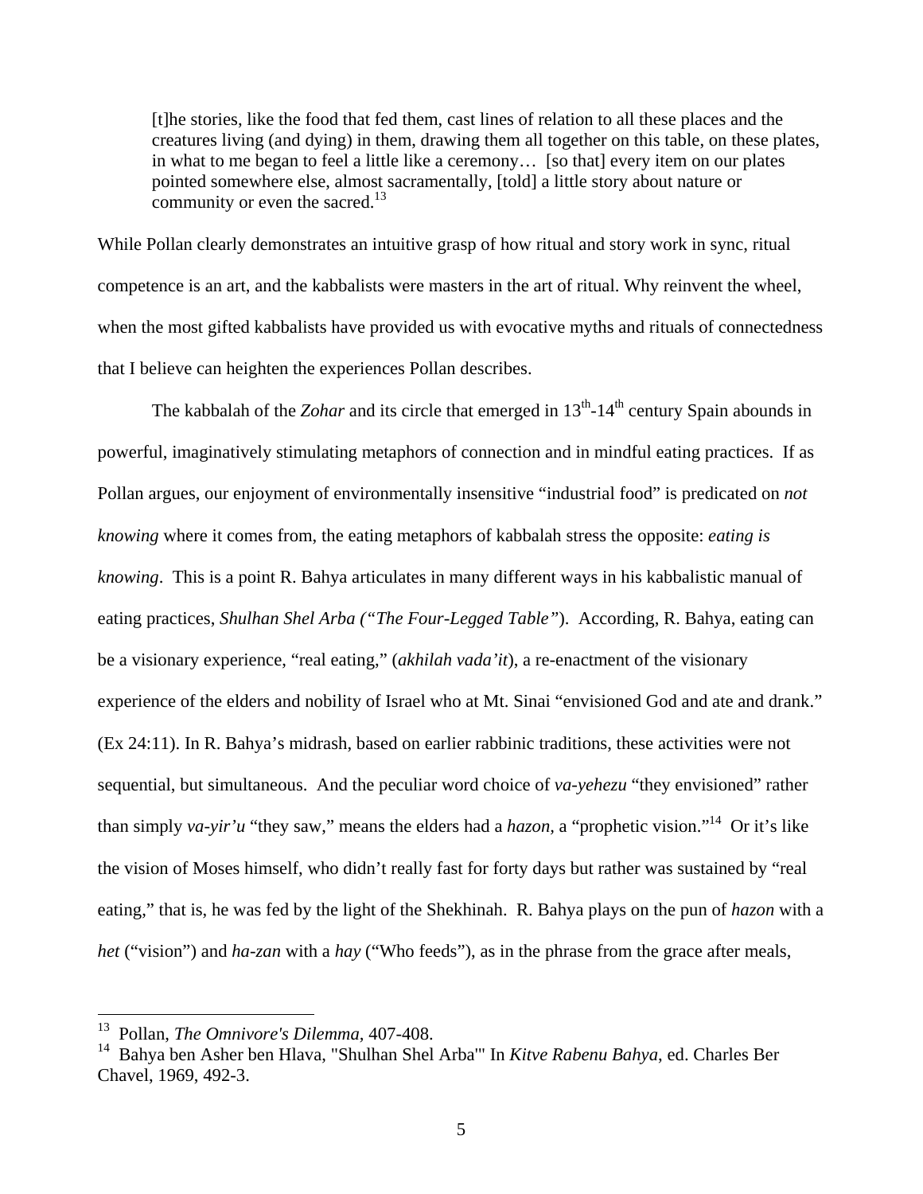> [t]he stories, like the food that fed them, cast lines of relation to all these places and the creatures living (and dying) in them, drawing them all together on this table, on these plates, in what to me began to feel a little like a ceremony… [so that] every item on our plates pointed somewhere else, almost sacramentally, [told] a little story about nature or community or even the sacred.[13]

While Pollan clearly demonstrates an intuitive grasp of how ritual and story work in sync, ritual competence is an art, and the kabbalists were masters in the art of ritual. Why reinvent the wheel, when the most gifted kabbalists have provided us with evocative myths and rituals of connectedness that I believe can heighten the experiences Pollan describes.

The kabbalah of the *Zohar* and its circle that emerged in 13th-14th century Spain abounds in powerful, imaginatively stimulating metaphors of connection and in mindful eating practices. If as Pollan argues, our enjoyment of environmentally insensitive "industrial food" is predicated on *not knowing* where it comes from, the eating metaphors of kabbalah stress the opposite: *eating is knowing*. This is a point R. Bahya articulates in many different ways in his kabbalistic manual of eating practices, *Shulhan Shel Arba ("The Four-Legged Table")*. According, R. Bahya, eating can be a visionary experience, "real eating," (*akhilah vada'it*), a re-enactment of the visionary experience of the elders and nobility of Israel who at Mt. Sinai "envisioned God and ate and drank." (Ex 24:11). In R. Bahya's midrash, based on earlier rabbinic traditions, these activities were not sequential, but simultaneous. And the peculiar word choice of *va-yehezu* "they envisioned" rather than simply *va-yir'u* "they saw," means the elders had a *hazon*, a "prophetic vision."[14] Or it's like the vision of Moses himself, who didn't really fast for forty days but rather was sustained by "real eating," that is, he was fed by the light of the Shekhinah. R. Bahya plays on the pun of *hazon* with a *het* ("vision") and *ha-zan* with a *hay* ("Who feeds"), as in the phrase from the grace after meals,

---

[13] Pollan, *The Omnivore's Dilemma*, 407-408.

[14] Bahya ben Asher ben Hlava, "Shulhan Shel Arba'" In *Kitve Rabenu Bahya*, ed. Charles Ber Chavel, 1969, 492-3.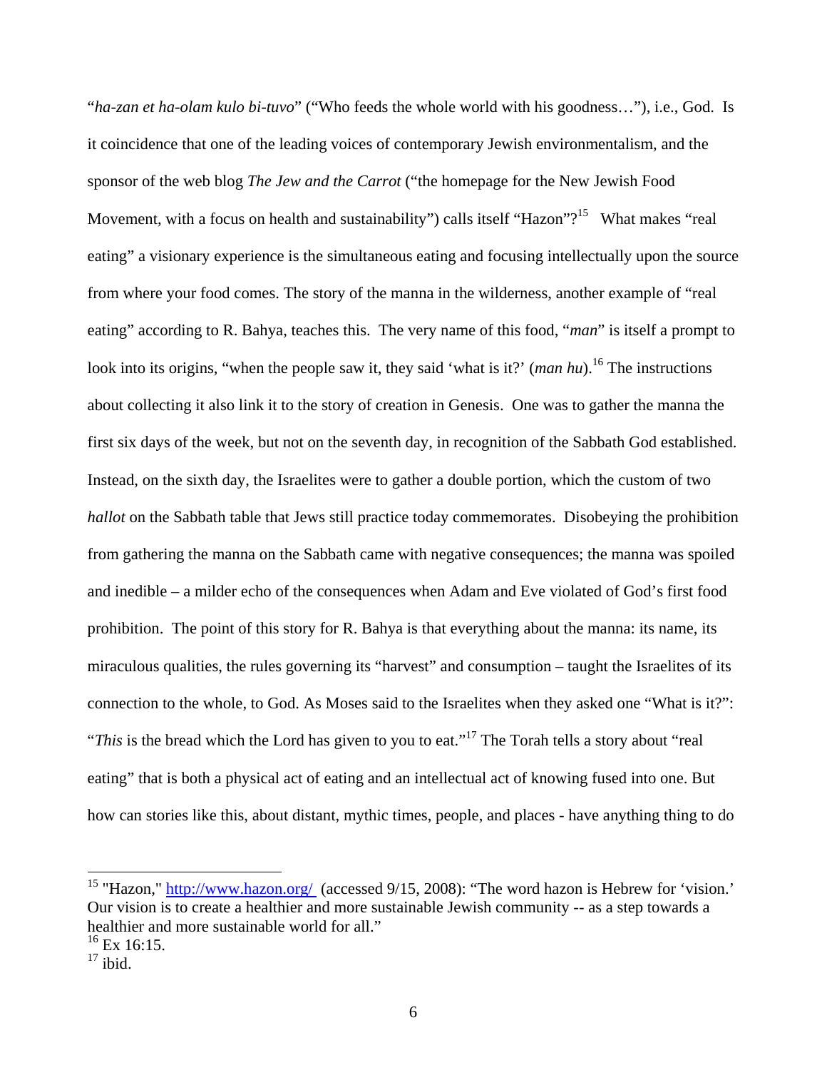"*ha-zan et ha-olam kulo bi-tuvo*" ("Who feeds the whole world with his goodness…"), i.e., God. Is it coincidence that one of the leading voices of contemporary Jewish environmentalism, and the sponsor of the web blog *The Jew and the Carrot* ("the homepage for the New Jewish Food Movement, with a focus on health and sustainability") calls itself "Hazon"?[15] What makes "real eating" a visionary experience is the simultaneous eating and focusing intellectually upon the source from where your food comes. The story of the manna in the wilderness, another example of "real eating" according to R. Bahya, teaches this. The very name of this food, "*man*" is itself a prompt to look into its origins, "when the people saw it, they said 'what is it?' (*man hu*).[16] The instructions about collecting it also link it to the story of creation in Genesis. One was to gather the manna the first six days of the week, but not on the seventh day, in recognition of the Sabbath God established. Instead, on the sixth day, the Israelites were to gather a double portion, which the custom of two *hallot* on the Sabbath table that Jews still practice today commemorates. Disobeying the prohibition from gathering the manna on the Sabbath came with negative consequences; the manna was spoiled and inedible – a milder echo of the consequences when Adam and Eve violated of God's first food prohibition. The point of this story for R. Bahya is that everything about the manna: its name, its miraculous qualities, the rules governing its "harvest" and consumption – taught the Israelites of its connection to the whole, to God. As Moses said to the Israelites when they asked one "What is it?": "*This* is the bread which the Lord has given to you to eat."[17] The Torah tells a story about "real eating" that is both a physical act of eating and an intellectual act of knowing fused into one. But how can stories like this, about distant, mythic times, people, and places - have anything thing to do

---

[15] "Hazon," http://www.hazon.org/ (accessed 9/15, 2008): "The word hazon is Hebrew for 'vision.' Our vision is to create a healthier and more sustainable Jewish community -- as a step towards a healthier and more sustainable world for all."

[16] Ex 16:15.

[17] ibid.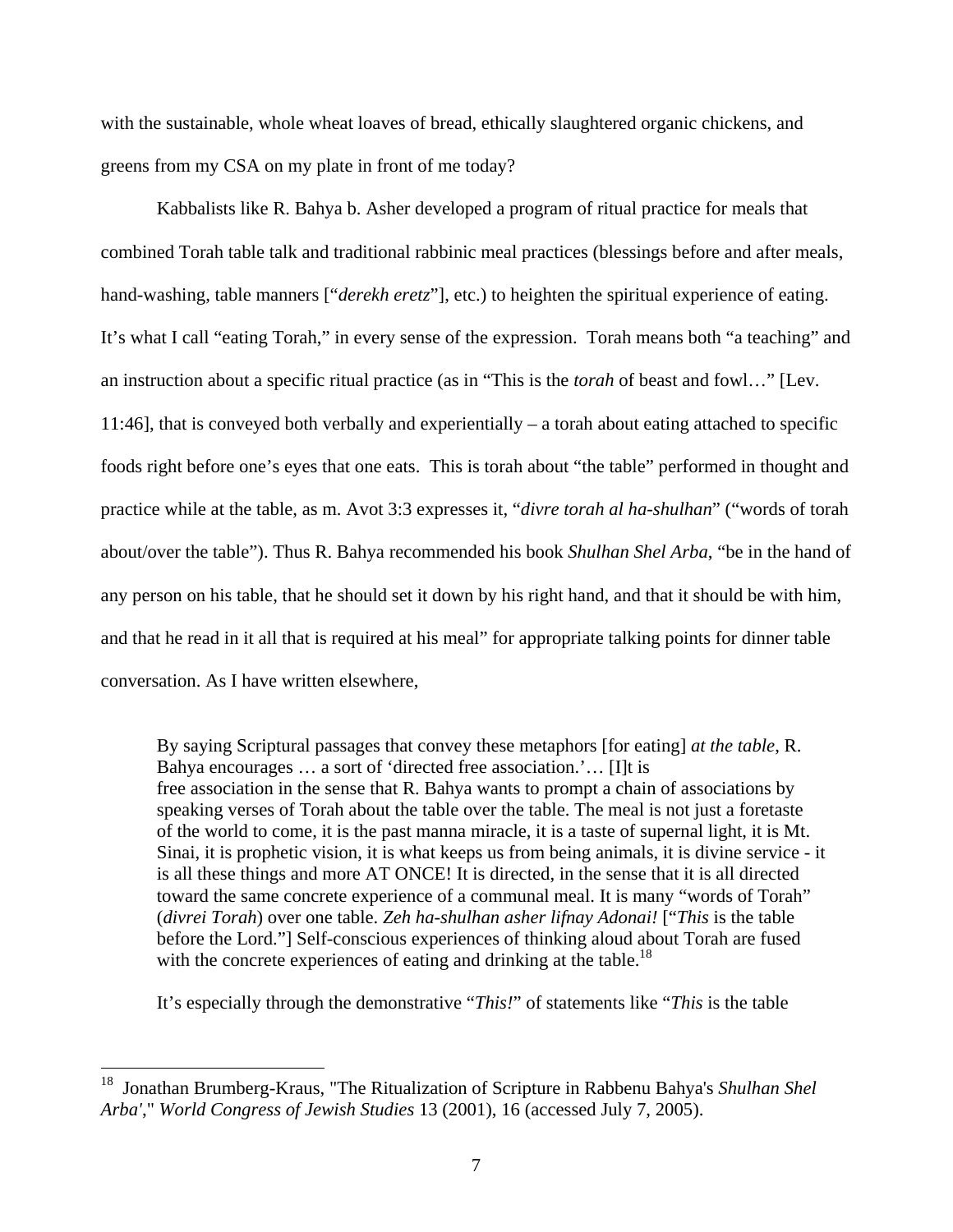with the sustainable, whole wheat loaves of bread, ethically slaughtered organic chickens, and greens from my CSA on my plate in front of me today?

Kabbalists like R. Bahya b. Asher developed a program of ritual practice for meals that combined Torah table talk and traditional rabbinic meal practices (blessings before and after meals, hand-washing, table manners ["*derekh eretz*"], etc.) to heighten the spiritual experience of eating. It's what I call "eating Torah," in every sense of the expression. Torah means both "a teaching" and an instruction about a specific ritual practice (as in "This is the *torah* of beast and fowl…" [Lev. 11:46], that is conveyed both verbally and experientially – a torah about eating attached to specific foods right before one's eyes that one eats. This is torah about "the table" performed in thought and practice while at the table, as m. Avot 3:3 expresses it, "*divre torah al ha-shulhan*" ("words of torah about/over the table"). Thus R. Bahya recommended his book *Shulhan Shel Arba*, "be in the hand of any person on his table, that he should set it down by his right hand, and that it should be with him, and that he read in it all that is required at his meal" for appropriate talking points for dinner table conversation. As I have written elsewhere,

> By saying Scriptural passages that convey these metaphors [for eating] *at the table*, R. Bahya encourages … a sort of 'directed free association.'… [I]t is free association in the sense that R. Bahya wants to prompt a chain of associations by speaking verses of Torah about the table over the table. The meal is not just a foretaste of the world to come, it is the past manna miracle, it is a taste of supernal light, it is Mt. Sinai, it is prophetic vision, it is what keeps us from being animals, it is divine service - it is all these things and more AT ONCE! It is directed, in the sense that it is all directed toward the same concrete experience of a communal meal. It is many "words of Torah" (*divrei Torah*) over one table. *Zeh ha-shulhan asher lifnay Adonai!* ["*This* is the table before the Lord."] Self-conscious experiences of thinking aloud about Torah are fused with the concrete experiences of eating and drinking at the table.[18]

It's especially through the demonstrative "*This!*" of statements like "*This* is the table

[18] Jonathan Brumberg-Kraus, "The Ritualization of Scripture in Rabbenu Bahya's *Shulhan Shel Arba'*," *World Congress of Jewish Studies* 13 (2001), 16 (accessed July 7, 2005).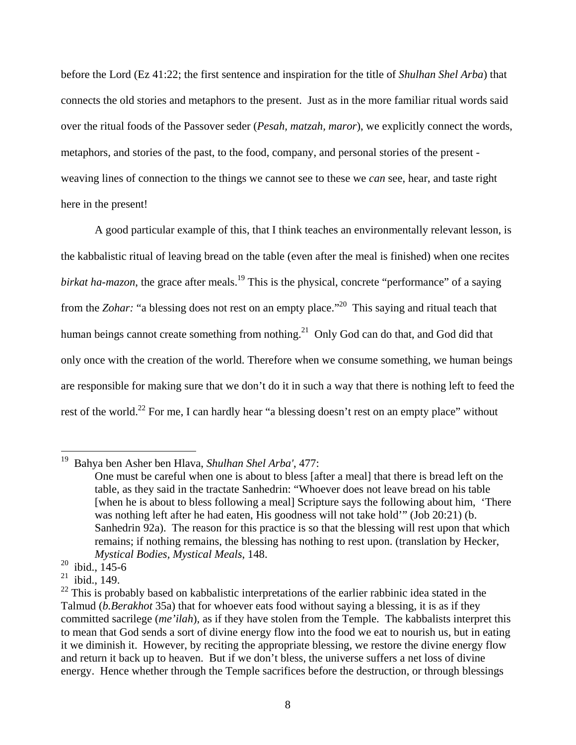before the Lord (Ez 41:22; the first sentence and inspiration for the title of *Shulhan Shel Arba*) that connects the old stories and metaphors to the present. Just as in the more familiar ritual words said over the ritual foods of the Passover seder (*Pesah, matzah, maror*), we explicitly connect the words, metaphors, and stories of the past, to the food, company, and personal stories of the present - weaving lines of connection to the things we cannot see to these we *can* see, hear, and taste right here in the present!

A good particular example of this, that I think teaches an environmentally relevant lesson, is the kabbalistic ritual of leaving bread on the table (even after the meal is finished) when one recites *birkat ha-mazon*, the grace after meals.[19] This is the physical, concrete "performance" of a saying from the *Zohar:* "a blessing does not rest on an empty place."[20] This saying and ritual teach that human beings cannot create something from nothing.[21] Only God can do that, and God did that only once with the creation of the world. Therefore when we consume something, we human beings are responsible for making sure that we don't do it in such a way that there is nothing left to feed the rest of the world.[22] For me, I can hardly hear "a blessing doesn't rest on an empty place" without

---

[19] Bahya ben Asher ben Hlava, *Shulhan Shel Arba'*, 477:

> One must be careful when one is about to bless [after a meal] that there is bread left on the table, as they said in the tractate Sanhedrin: "Whoever does not leave bread on his table [when he is about to bless following a meal] Scripture says the following about him, 'There was nothing left after he had eaten, His goodness will not take hold'" (Job 20:21) (b. Sanhedrin 92a). The reason for this practice is so that the blessing will rest upon that which remains; if nothing remains, the blessing has nothing to rest upon. (translation by Hecker, *Mystical Bodies, Mystical Meals*, 148.

[20] ibid., 145-6

[21] ibid., 149.

[22] This is probably based on kabbalistic interpretations of the earlier rabbinic idea stated in the Talmud (*b.Berakhot* 35a) that for whoever eats food without saying a blessing, it is as if they committed sacrilege (*me'ilah*), as if they have stolen from the Temple. The kabbalists interpret this to mean that God sends a sort of divine energy flow into the food we eat to nourish us, but in eating it we diminish it. However, by reciting the appropriate blessing, we restore the divine energy flow and return it back up to heaven. But if we don't bless, the universe suffers a net loss of divine energy. Hence whether through the Temple sacrifices before the destruction, or through blessings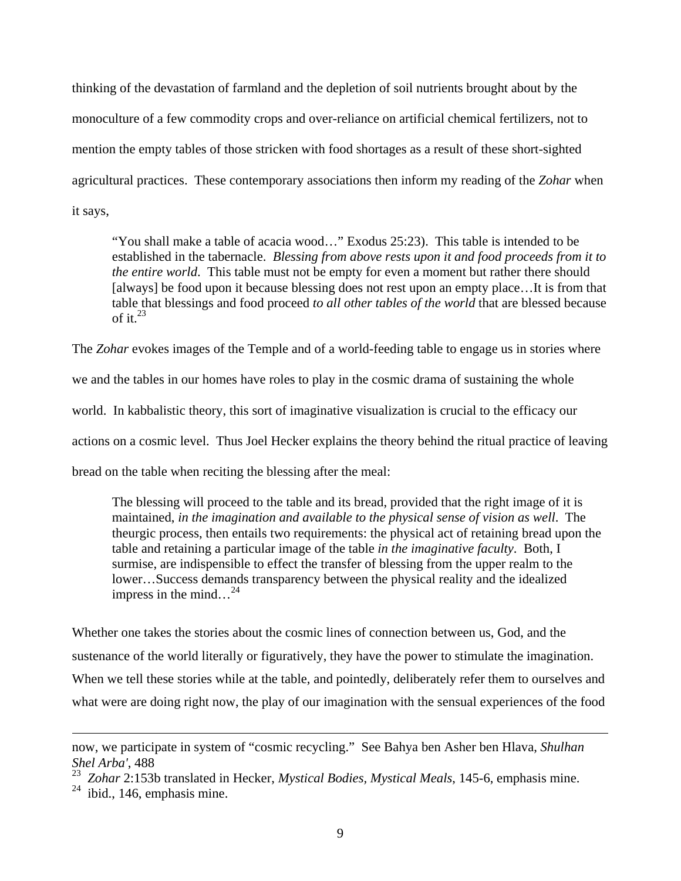thinking of the devastation of farmland and the depletion of soil nutrients brought about by the monoculture of a few commodity crops and over-reliance on artificial chemical fertilizers, not to mention the empty tables of those stricken with food shortages as a result of these short-sighted agricultural practices. These contemporary associations then inform my reading of the *Zohar* when it says,

> "You shall make a table of acacia wood…" Exodus 25:23). This table is intended to be established in the tabernacle. *Blessing from above rests upon it and food proceeds from it to the entire world*. This table must not be empty for even a moment but rather there should [always] be food upon it because blessing does not rest upon an empty place…It is from that table that blessings and food proceed *to all other tables of the world* that are blessed because of it.[23]

The *Zohar* evokes images of the Temple and of a world-feeding table to engage us in stories where we and the tables in our homes have roles to play in the cosmic drama of sustaining the whole world. In kabbalistic theory, this sort of imaginative visualization is crucial to the efficacy our actions on a cosmic level. Thus Joel Hecker explains the theory behind the ritual practice of leaving bread on the table when reciting the blessing after the meal:

> The blessing will proceed to the table and its bread, provided that the right image of it is maintained, *in the imagination and available to the physical sense of vision as well*. The theurgic process, then entails two requirements: the physical act of retaining bread upon the table and retaining a particular image of the table *in the imaginative faculty*. Both, I surmise, are indispensible to effect the transfer of blessing from the upper realm to the lower…Success demands transparency between the physical reality and the idealized impress in the mind…[24]

Whether one takes the stories about the cosmic lines of connection between us, God, and the sustenance of the world literally or figuratively, they have the power to stimulate the imagination. When we tell these stories while at the table, and pointedly, deliberately refer them to ourselves and what were are doing right now, the play of our imagination with the sensual experiences of the food

---

now, we participate in system of "cosmic recycling." See Bahya ben Asher ben Hlava, *Shulhan Shel Arba'*, 488

[23] *Zohar* 2:153b translated in Hecker, *Mystical Bodies, Mystical Meals*, 145-6, emphasis mine.

[24] ibid., 146, emphasis mine.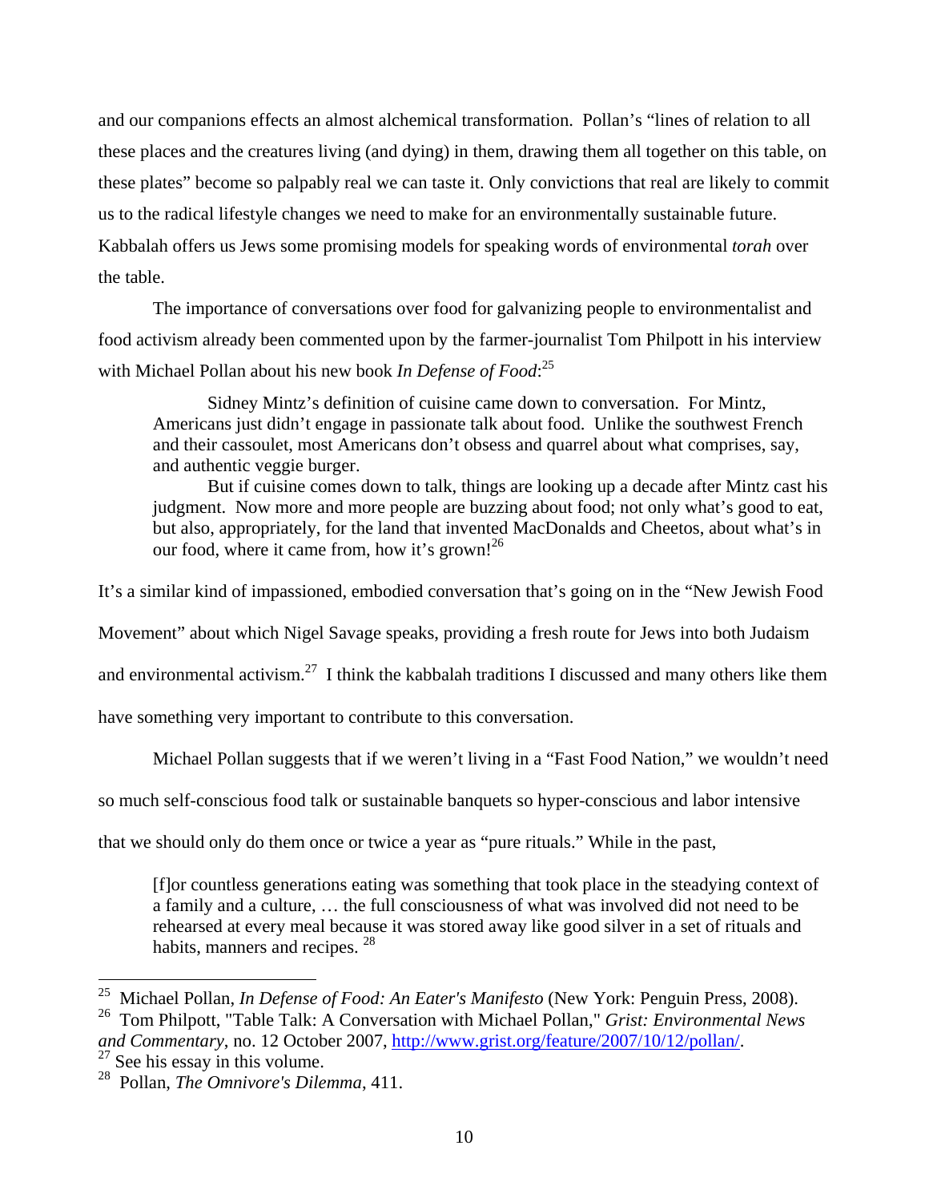and our companions effects an almost alchemical transformation. Pollan's "lines of relation to all these places and the creatures living (and dying) in them, drawing them all together on this table, on these plates" become so palpably real we can taste it. Only convictions that real are likely to commit us to the radical lifestyle changes we need to make for an environmentally sustainable future. Kabbalah offers us Jews some promising models for speaking words of environmental *torah* over the table.

The importance of conversations over food for galvanizing people to environmentalist and food activism already been commented upon by the farmer-journalist Tom Philpott in his interview with Michael Pollan about his new book *In Defense of Food*:[25]

> Sidney Mintz's definition of cuisine came down to conversation. For Mintz, Americans just didn't engage in passionate talk about food. Unlike the southwest French and their cassoulet, most Americans don't obsess and quarrel about what comprises, say, and authentic veggie burger.
>
> But if cuisine comes down to talk, things are looking up a decade after Mintz cast his judgment. Now more and more people are buzzing about food; not only what's good to eat, but also, appropriately, for the land that invented MacDonalds and Cheetos, about what's in our food, where it came from, how it's grown![26]

It's a similar kind of impassioned, embodied conversation that's going on in the "New Jewish Food Movement" about which Nigel Savage speaks, providing a fresh route for Jews into both Judaism and environmental activism.[27] I think the kabbalah traditions I discussed and many others like them have something very important to contribute to this conversation.

Michael Pollan suggests that if we weren't living in a "Fast Food Nation," we wouldn't need so much self-conscious food talk or sustainable banquets so hyper-conscious and labor intensive that we should only do them once or twice a year as "pure rituals." While in the past,

> [f]or countless generations eating was something that took place in the steadying context of a family and a culture, … the full consciousness of what was involved did not need to be rehearsed at every meal because it was stored away like good silver in a set of rituals and habits, manners and recipes. [28]

---

[25] Michael Pollan, *In Defense of Food: An Eater's Manifesto* (New York: Penguin Press, 2008).

[26] Tom Philpott, "Table Talk: A Conversation with Michael Pollan," *Grist: Environmental News and Commentary*, no. 12 October 2007, http://www.grist.org/feature/2007/10/12/pollan/.

[27] See his essay in this volume.

[28] Pollan, *The Omnivore's Dilemma*, 411.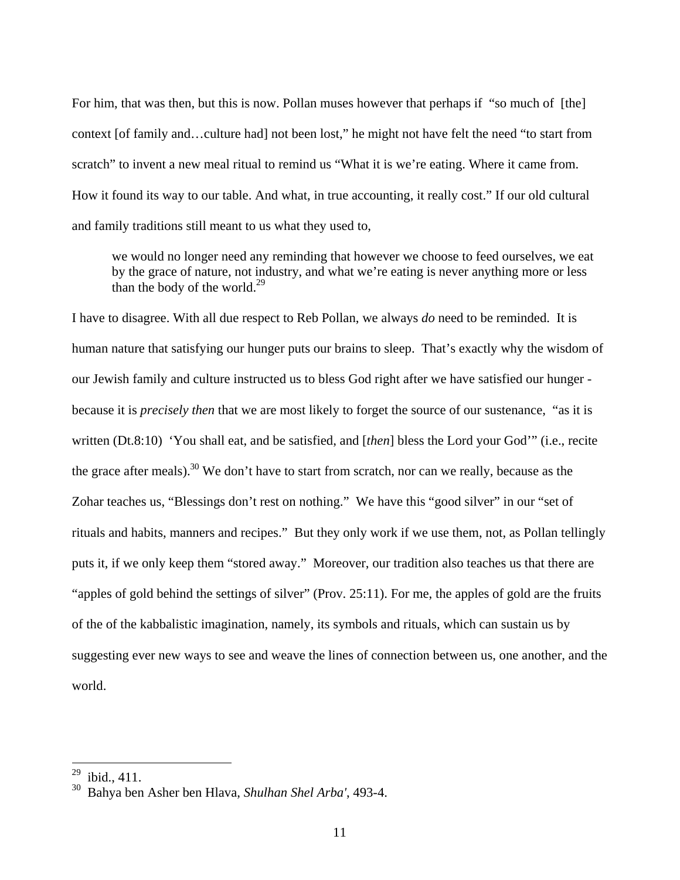For him, that was then, but this is now. Pollan muses however that perhaps if "so much of [the] context [of family and…culture had] not been lost," he might not have felt the need "to start from scratch" to invent a new meal ritual to remind us "What it is we're eating. Where it came from. How it found its way to our table. And what, in true accounting, it really cost." If our old cultural and family traditions still meant to us what they used to,

> we would no longer need any reminding that however we choose to feed ourselves, we eat by the grace of nature, not industry, and what we're eating is never anything more or less than the body of the world.[29]

I have to disagree. With all due respect to Reb Pollan, we always *do* need to be reminded. It is human nature that satisfying our hunger puts our brains to sleep. That's exactly why the wisdom of our Jewish family and culture instructed us to bless God right after we have satisfied our hunger - because it is *precisely then* that we are most likely to forget the source of our sustenance, "as it is written (Dt.8:10) 'You shall eat, and be satisfied, and [*then*] bless the Lord your God'" (i.e., recite the grace after meals).[30] We don't have to start from scratch, nor can we really, because as the Zohar teaches us, "Blessings don't rest on nothing." We have this "good silver" in our "set of rituals and habits, manners and recipes." But they only work if we use them, not, as Pollan tellingly puts it, if we only keep them "stored away." Moreover, our tradition also teaches us that there are "apples of gold behind the settings of silver" (Prov. 25:11). For me, the apples of gold are the fruits of the of the kabbalistic imagination, namely, its symbols and rituals, which can sustain us by suggesting ever new ways to see and weave the lines of connection between us, one another, and the world.

---

[29] ibid., 411.

[30] Bahya ben Asher ben Hlava, *Shulhan Shel Arba'*, 493-4.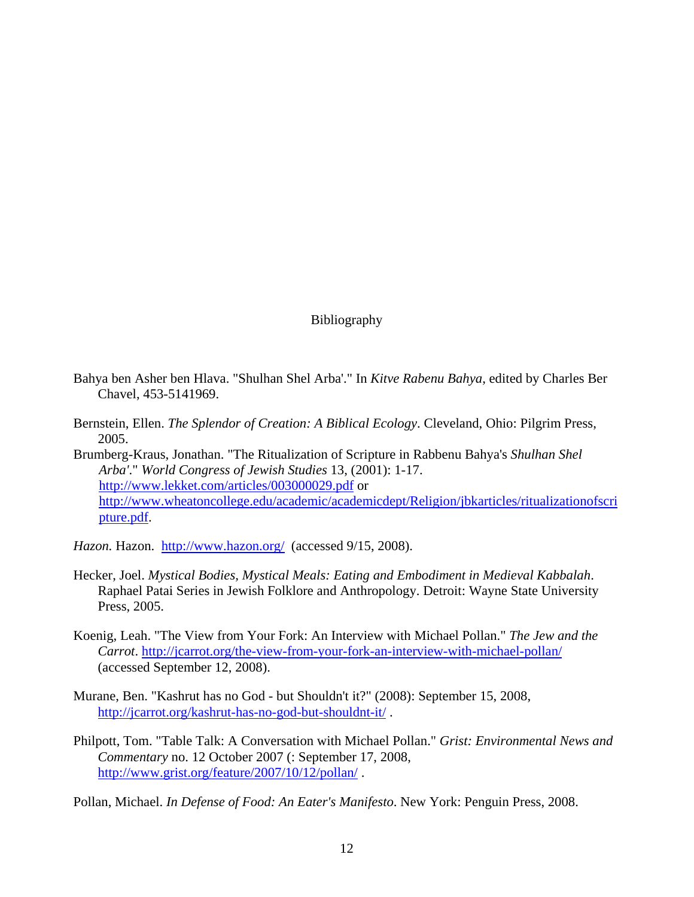# Bibliography

Bahya ben Asher ben Hlava. "Shulhan Shel Arba'." In *Kitve Rabenu Bahya*, edited by Charles Ber Chavel, 453-5141969.

Bernstein, Ellen. *The Splendor of Creation: A Biblical Ecology*. Cleveland, Ohio: Pilgrim Press, 2005.

Brumberg-Kraus, Jonathan. "The Ritualization of Scripture in Rabbenu Bahya's *Shulhan Shel Arba'*." *World Congress of Jewish Studies* 13, (2001): 1-17. http://www.lekket.com/articles/003000029.pdf or http://www.wheatoncollege.edu/academic/academicdept/Religion/jbkarticles/ritualizationofscripture.pdf.

*Hazon.* Hazon. http://www.hazon.org/ (accessed 9/15, 2008).

Hecker, Joel. *Mystical Bodies, Mystical Meals: Eating and Embodiment in Medieval Kabbalah*. Raphael Patai Series in Jewish Folklore and Anthropology. Detroit: Wayne State University Press, 2005.

Koenig, Leah. "The View from Your Fork: An Interview with Michael Pollan." *The Jew and the Carrot*. http://jcarrot.org/the-view-from-your-fork-an-interview-with-michael-pollan/ (accessed September 12, 2008).

Murane, Ben. "Kashrut has no God - but Shouldn't it?" (2008): September 15, 2008, http://jcarrot.org/kashrut-has-no-god-but-shouldnt-it/ .

Philpott, Tom. "Table Talk: A Conversation with Michael Pollan." *Grist: Environmental News and Commentary* no. 12 October 2007 (: September 17, 2008, http://www.grist.org/feature/2007/10/12/pollan/ .

Pollan, Michael. *In Defense of Food: An Eater's Manifesto*. New York: Penguin Press, 2008.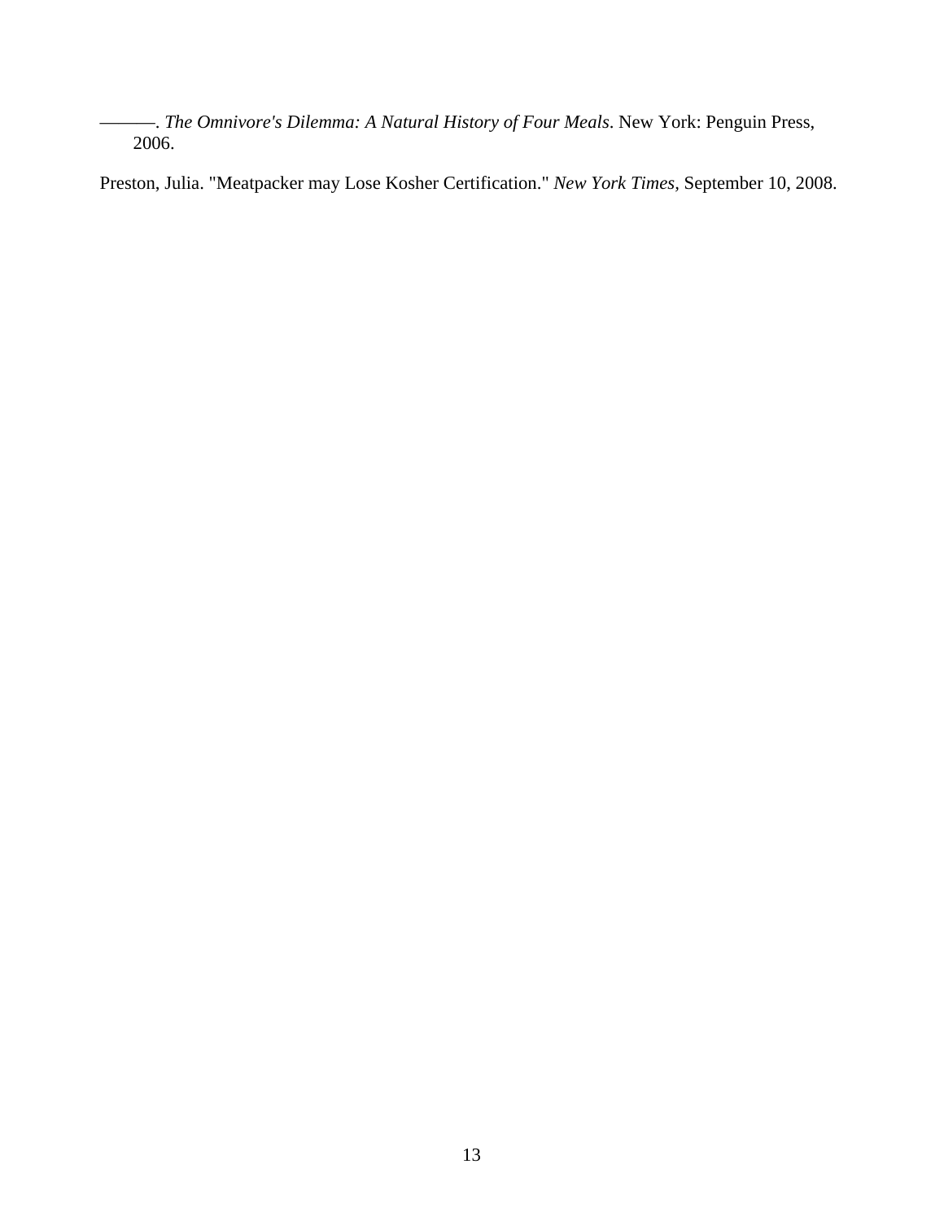———. *The Omnivore's Dilemma: A Natural History of Four Meals*. New York: Penguin Press, 2006.

Preston, Julia. "Meatpacker may Lose Kosher Certification." *New York Times,* September 10, 2008.